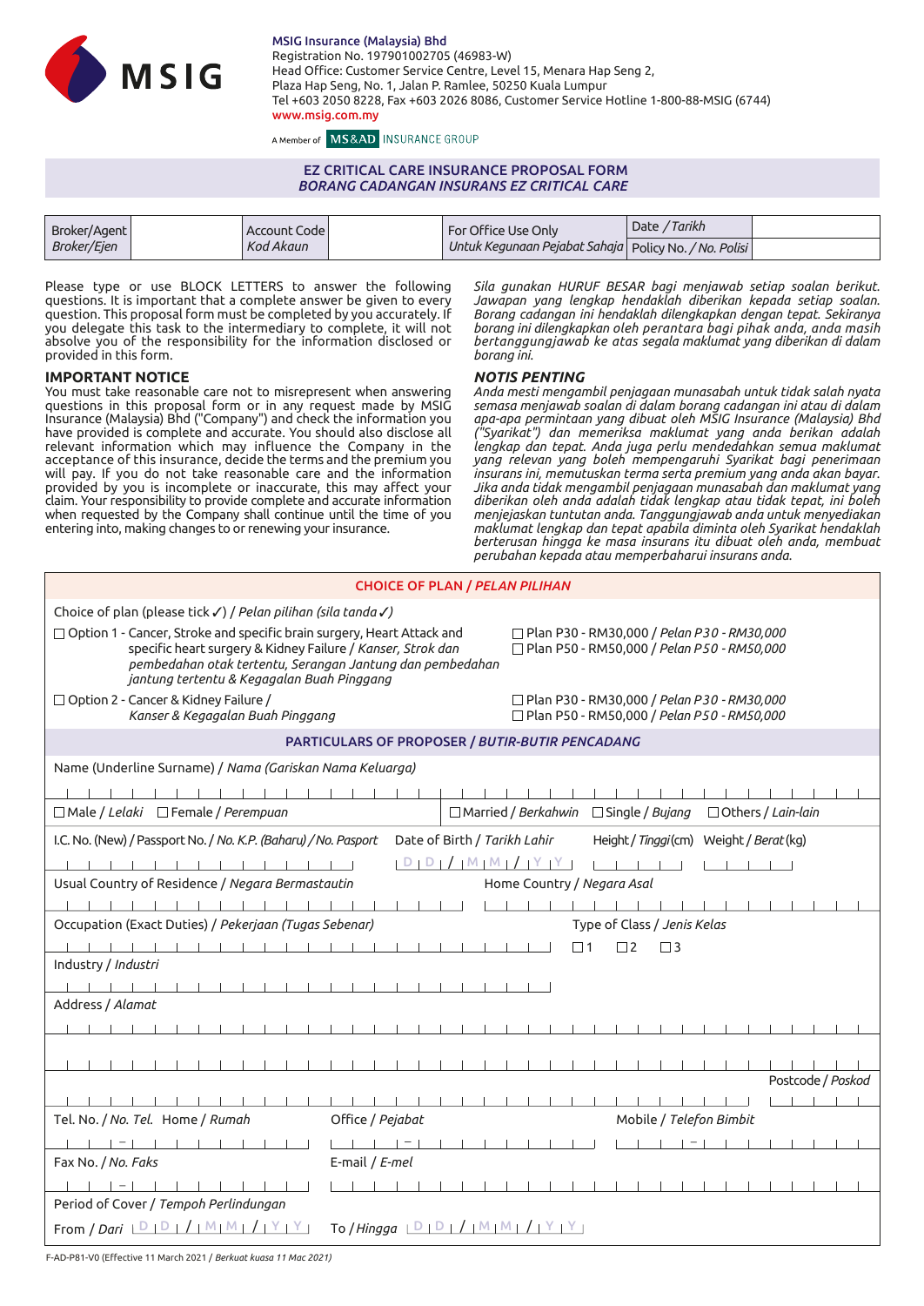**MSIG Insurance (Malaysia) Bhd**
Registration No. 197901002705 (46983-W)
Head Office: Customer Service Centre, Level 15, Menara Hap Seng 2,
Plaza Hap Seng, No. 1, Jalan P. Ramlee, 50250 Kuala Lumpur
Tel +603 2050 8228, Fax +603 2026 8086, Customer Service Hotline 1-800-88-MSIG (6744)
www.msig.com.my

A Member of MS&AD INSURANCE GROUP

# EZ CRITICAL CARE INSURANCE PROPOSAL FORM
## *BORANG CADANGAN INSURANS EZ CRITICAL CARE*

| Broker/Agent *Broker/Ejen* | | Account Code *Kod Akaun* | | For Office Use Only *Untuk Kegunaan Pejabat Sahaja* | Date / *Tarikh* | |
|---|---|---|---|---|---|---|
| | | | | | Policy No. / *No. Polisi* | |

Please type or use BLOCK LETTERS to answer the following questions. It is important that a complete answer be given to every question. This proposal form must be completed by you accurately. If you delegate this task to the intermediary to complete, it will not absolve you of the responsibility for the information disclosed or provided in this form.

*Sila gunakan HURUF BESAR bagi menjawab setiap soalan berikut. Jawapan yang lengkap hendaklah diberikan kepada setiap soalan. Borang cadangan ini hendaklah dilengkapkan dengan tepat. Sekiranya borang ini dilengkapkan oleh perantara bagi pihak anda, anda masih bertanggungjawab ke atas segala maklumat yang diberikan di dalam borang ini.*

### IMPORTANT NOTICE

You must take reasonable care not to misrepresent when answering questions in this proposal form or in any request made by MSIG Insurance (Malaysia) Bhd ("Company") and check the information you have provided is complete and accurate. You should also disclose all relevant information which may influence the Company in the acceptance of this insurance, decide the terms and the premium you will pay. If you do not take reasonable care and the information provided by you is incomplete or inaccurate, this may affect your claim. Your responsibility to provide complete and accurate information when requested by the Company shall continue until the time of you entering into, making changes to or renewing your insurance.

### *NOTIS PENTING*

*Anda mesti mengambil penjagaan munasabah untuk tidak salah nyata semasa menjawab soalan di dalam borang cadangan ini atau di dalam apa-apa permintaan yang dibuat oleh MSIG Insurance (Malaysia) Bhd ("Syarikat") dan memeriksa maklumat yang anda berikan adalah lengkap dan tepat. Anda juga perlu mendedahkan semua maklumat yang relevan yang boleh mempengaruhi Syarikat bagi penerimaan insurans ini, memutuskan terma serta premium yang akan bayar. Jika anda tidak mengambil penjagaan munasabah dan maklumat yang diberikan oleh anda adalah tidak lengkap atau tidak tepat, ini boleh menjejaskan tuntutan anda. Tanggungjawab anda untuk menyediakan maklumat lengkap dan tepat apabila diminta oleh Syarikat hendaklah berterusan hingga ke masa insurans itu dibuat oleh anda, membuat perubahan kepada atau memperbaharui insurans anda.*

## CHOICE OF PLAN / *PELAN PILIHAN*

Choice of plan (please tick ✓) / *Pelan pilihan (sila tanda ✓)*

☐ Option 1 - Cancer, Stroke and specific brain surgery, Heart Attack and specific heart surgery & Kidney Failure / *Kanser, Strok dan pembedahan otak tertentu, Serangan Jantung dan pembedahan jantung tertentu & Kegagalan Buah Pinggang*
- ☐ Plan P30 - RM30,000 / *Pelan P30 - RM30,000*
- ☐ Plan P50 - RM50,000 / *Pelan P50 - RM50,000*

☐ Option 2 - Cancer & Kidney Failure / *Kanser & Kegagalan Buah Pinggang*
- ☐ Plan P30 - RM30,000 / *Pelan P30 - RM30,000*
- ☐ Plan P50 - RM50,000 / *Pelan P50 - RM50,000*

## PARTICULARS OF PROPOSER / *BUTIR-BUTIR PENCADANG*

Name (Underline Surname) / *Nama (Gariskan Nama Keluarga)*

☐ Male / *Lelaki* ☐ Female / *Perempuan* ☐ Married / *Berkahwin* ☐ Single / *Bujang* ☐ Others / *Lain-lain*

I.C. No. (New) / Passport No. / *No. K.P. (Baharu) / No. Pasport* | Date of Birth / *Tarikh Lahir* (DD / MM / YY) | Height / *Tinggi* (cm) | Weight / *Berat* (kg)

Usual Country of Residence / *Negara Bermastautin* | Home Country / *Negara Asal*

Occupation (Exact Duties) / *Pekerjaan (Tugas Sebenar)* | Type of Class / *Jenis Kelas* ☐1 ☐2 ☐3

Industry / *Industri*

Address / *Alamat*

Postcode / *Poskod*

Tel. No. / *No. Tel.* Home / *Rumah* | Office / *Pejabat* | Mobile / *Telefon Bimbit*

Fax No. / *No. Faks* | E-mail / *E-mel*

Period of Cover / *Tempoh Perlindungan*

From / *Dari* DD / MM / YY To / *Hingga* DD / MM / YY

F-AD-P81-V0 (Effective 11 March 2021 / *Berkuat kuasa 11 Mac 2021*)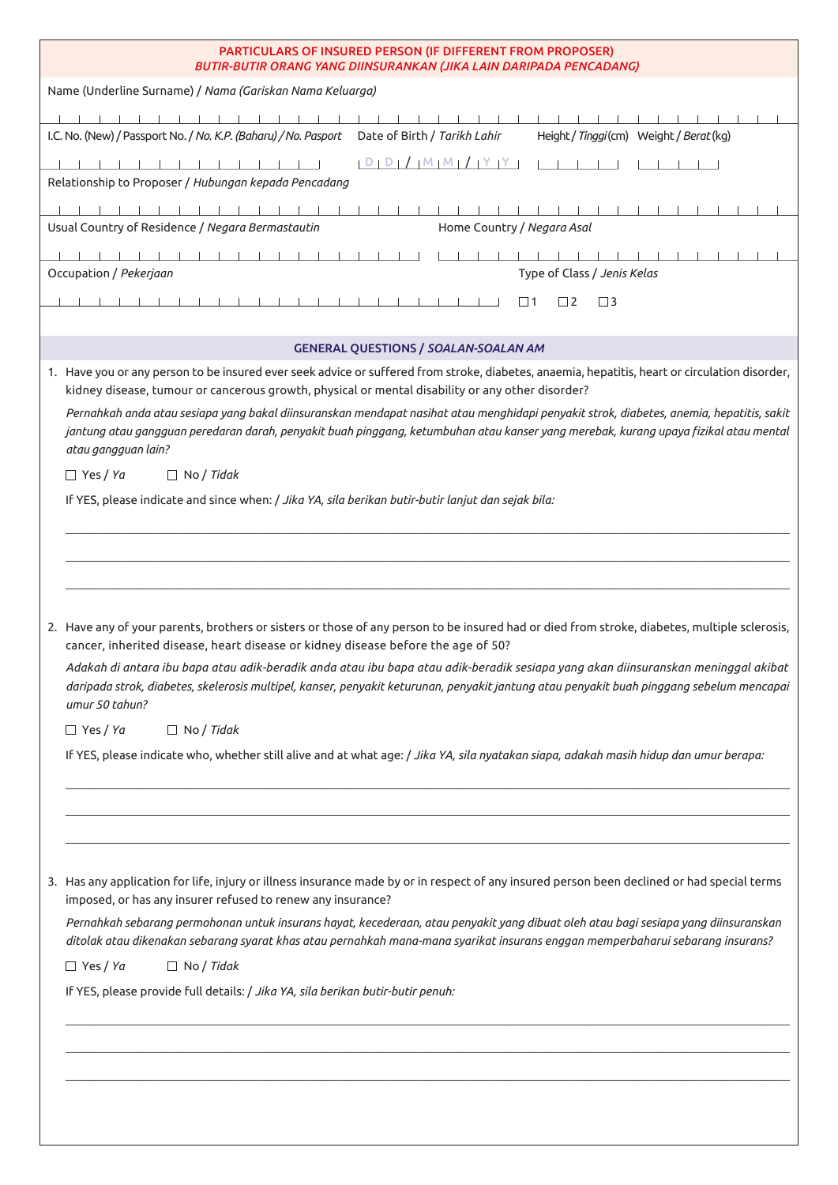## PARTICULARS OF INSURED PERSON (IF DIFFERENT FROM PROPOSER)
## *BUTIR-BUTIR ORANG YANG DIINSURANSKAN (JIKA LAIN DARIPADA PENCADANG)*

Name (Underline Surname) / *Nama (Gariskan Nama Keluarga)*

I.C. No. (New) / Passport No. / *No. K.P. (Baharu) / No. Pasport*

Date of Birth / *Tarikh Lahir* D D / M M / Y Y

Height / *Tinggi* (cm)

Weight / *Berat* (kg)

Relationship to Proposer / *Hubungan kepada Pencadang*

Usual Country of Residence / *Negara Bermastautin*

Home Country / *Negara Asal*

Occupation / *Pekerjaan*

Type of Class / *Jenis Kelas*

☐ 1 ☐ 2 ☐ 3

## GENERAL QUESTIONS / *SOALAN-SOALAN AM*

1. Have you or any person to be insured ever seek advice or suffered from stroke, diabetes, anaemia, hepatitis, heart or circulation disorder, kidney disease, tumour or cancerous growth, physical or mental disability or any other disorder?

   *Pernahkah anda atau sesiapa yang bakal diinsuranskan mendapat nasihat atau menghidapi penyakit strok, diabetes, anemia, hepatitis, sakit jantung atau gangguan peredaran darah, penyakit buah pinggang, ketumbuhan atau kanser yang merebak, kurang upaya fizikal atau mental atau gangguan lain?*

   ☐ Yes / *Ya* ☐ No / *Tidak*

   If YES, please indicate and since when: / *Jika YA, sila berikan butir-butir lanjut dan sejak bila:*

2. Have any of your parents, brothers or sisters or those of any person to be insured had or died from stroke, diabetes, multiple sclerosis, cancer, inherited disease, heart disease or kidney disease before the age of 50?

   *Adakah di antara ibu bapa atau adik-beradik anda atau ibu bapa atau adik-beradik sesiapa yang akan diinsuranskan meninggal akibat daripada strok, diabetes, skelerosis multipel, kanser, penyakit keturunan, penyakit jantung atau penyakit buah pinggang sebelum mencapai umur 50 tahun?*

   ☐ Yes / *Ya* ☐ No / *Tidak*

   If YES, please indicate who, whether still alive and at what age: / *Jika YA, sila nyatakan siapa, adakah masih hidup dan umur berapa:*

3. Has any application for life, injury or illness insurance made by or in respect of any insured person been declined or had special terms imposed, or has any insurer refused to renew any insurance?

   *Pernahkah sebarang permohonan untuk insurans hayat, kecederaan, atau penyakit yang dibuat oleh atau bagi sesiapa yang diinsuranskan ditolak atau dikenakan sebarang syarat khas atau pernahkah mana-mana syarikat insurans enggan memperbaharui sebarang insurans?*

   ☐ Yes / *Ya* ☐ No / *Tidak*

   If YES, please provide full details: / *Jika YA, sila berikan butir-butir penuh:*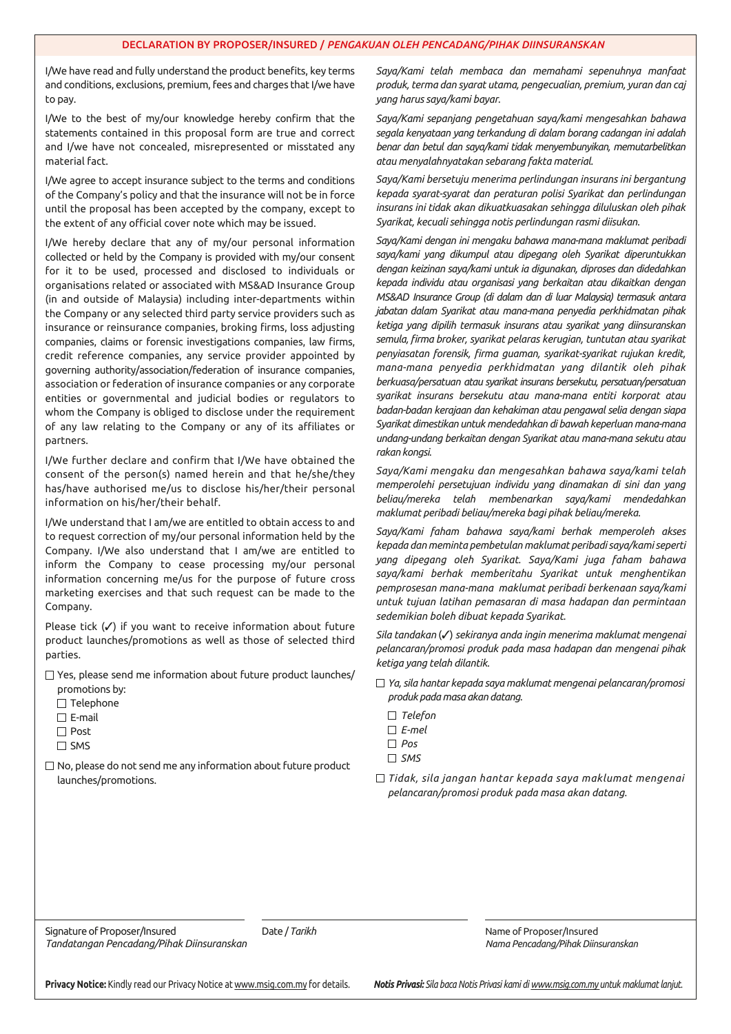## DECLARATION BY PROPOSER/INSURED / *PENGAKUAN OLEH PENCADANG/PIHAK DIINSURANSKAN*

I/We have read and fully understand the product benefits, key terms and conditions, exclusions, premium, fees and charges that I/we have to pay.

I/We to the best of my/our knowledge hereby confirm that the statements contained in this proposal form are true and correct and I/we have not concealed, misrepresented or misstated any material fact.

I/We agree to accept insurance subject to the terms and conditions of the Company's policy and that the insurance will not be in force until the proposal has been accepted by the company, except to the extent of any official cover note which may be issued.

I/We hereby declare that any of my/our personal information collected or held by the Company is provided with my/our consent for it to be used, processed and disclosed to individuals or organisations related or associated with MS&AD Insurance Group (in and outside of Malaysia) including inter-departments within the Company or any selected third party service providers such as insurance or reinsurance companies, broking firms, loss adjusting companies, claims or forensic investigations companies, law firms, credit reference companies, any service provider appointed by governing authority/association/federation of insurance companies, association or federation of insurance companies or any corporate entities or governmental and judicial bodies or regulators to whom the Company is obliged to disclose under the requirement of any law relating to the Company or any of its affiliates or partners.

I/We further declare and confirm that I/We have obtained the consent of the person(s) named herein and that he/she/they has/have authorised me/us to disclose his/her/their personal information on his/her/their behalf.

I/We understand that I am/we are entitled to obtain access to and to request correction of my/our personal information held by the Company. I/We also understand that I am/we are entitled to inform the Company to cease processing my/our personal information concerning me/us for the purpose of future cross marketing exercises and that such request can be made to the Company.

Please tick (✓) if you want to receive information about future product launches/promotions as well as those of selected third parties.

- ☐ Yes, please send me information about future product launches/ promotions by:
  - ☐ Telephone
  - ☐ E-mail
  - ☐ Post
  - ☐ SMS
- ☐ No, please do not send me any information about future product launches/promotions.

*Saya/Kami telah membaca dan memahami sepenuhnya manfaat produk, terma dan syarat utama, pengecualian, premium, yuran dan caj yang harus saya/kami bayar.*

*Saya/Kami sepanjang pengetahuan saya/kami mengesahkan bahawa segala kenyataan yang terkandung di dalam borang cadangan ini adalah benar dan betul dan saya/kami tidak menyembunyikan, memutarbelitkan atau menyalahnyatakan sebarang fakta material.*

*Saya/Kami bersetuju menerima perlindungan insurans ini bergantung kepada syarat-syarat dan peraturan polisi Syarikat dan perlindungan insurans ini tidak akan dikuatkuasakan sehingga diluluskan oleh pihak Syarikat, kecuali sehingga notis perlindungan rasmi diisukan.*

*Saya/Kami dengan ini mengaku bahawa mana-mana maklumat peribadi saya/kami yang dikumpul atau dipegang oleh Syarikat diperuntukkan dengan keizinan saya/kami untuk ia digunakan, diproses dan didedahkan kepada individu atau organisasi yang berkaitan atau dikaitkan dengan MS&AD Insurance Group (di dalam dan di luar Malaysia) termasuk antara jabatan dalam Syarikat atau mana-mana penyedia perkhidmatan pihak ketiga yang dipilih termasuk insurans atau syarikat yang diinsuranskan semula, firma broker, syarikat pelaras kerugian, tuntutan atau syarikat penyiasatan forensik, firma guaman, syarikat-syarikat rujukan kredit, mana-mana penyedia perkhidmatan yang dilantik oleh pihak berkuasa/persatuan atau syarikat insurans bersekutu, persatuan/persatuan syarikat insurans bersekutu atau mana-mana entiti korporat atau badan-badan kerajaan dan kehakiman atau pengawal selia dengan siapa Syarikat dimestikan untuk mendedahkan di bawah keperluan mana-mana undang-undang berkaitan dengan Syarikat atau mana-mana sekutu atau rakan kongsi.*

*Saya/Kami mengaku dan mengesahkan bahawa saya/kami telah memperolehi persetujuan individu yang dinamakan di sini dan yang beliau/mereka telah membenarkan saya/kami mendedahkan maklumat peribadi beliau/mereka bagi pihak beliau/mereka.*

*Saya/Kami faham bahawa saya/kami berhak memperoleh akses kepada dan meminta pembetulan maklumat peribadi saya/kami seperti yang dipegang oleh Syarikat. Saya/Kami juga faham bahawa saya/kami berhak memberitahu Syarikat untuk menghentikan pemprosesan mana-mana maklumat peribadi berkenaan saya/kami untuk tujuan latihan pemasaran di masa hadapan dan permintaan sedemikian boleh dibuat kepada Syarikat.*

*Sila tandakan (✓) sekiranya anda ingin menerima maklumat mengenai pelancaran/promosi produk pada masa hadapan dan mengenai pihak ketiga yang telah dilantik.*

- ☐ *Ya, sila hantar kepada saya maklumat mengenai pelancaran/promosi produk pada masa akan datang.*
  - ☐ *Telefon*
  - ☐ *E-mel*
  - ☐ *Pos*
  - ☐ *SMS*
- ☐ *Tidak, sila jangan hantar kepada saya maklumat mengenai pelancaran/promosi produk pada masa akan datang.*

| Signature of Proposer/Insured<br>*Tandatangan Pencadang/Pihak Diinsuranskan* | Date / *Tarikh* | Name of Proposer/Insured<br>*Nama Pencadang/Pihak Diinsuranskan* |
|---|---|---|

**Privacy Notice:** Kindly read our Privacy Notice at www.msig.com.my for details.

***Notis Privasi:*** *Sila baca Notis Privasi kami di www.msig.com.my untuk maklumat lanjut.*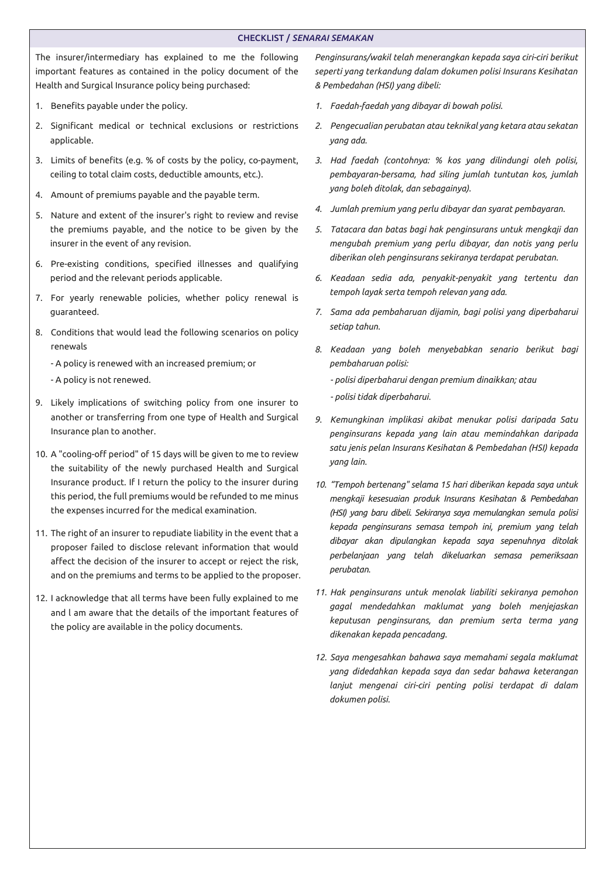## CHECKLIST / *SENARAI SEMAKAN*

The insurer/intermediary has explained to me the following important features as contained in the policy document of the Health and Surgical Insurance policy being purchased:

1. Benefits payable under the policy.
2. Significant medical or technical exclusions or restrictions applicable.
3. Limits of benefits (e.g. % of costs by the policy, co-payment, ceiling to total claim costs, deductible amounts, etc.).
4. Amount of premiums payable and the payable term.
5. Nature and extent of the insurer's right to review and revise the premiums payable, and the notice to be given by the insurer in the event of any revision.
6. Pre-existing conditions, specified illnesses and qualifying period and the relevant periods applicable.
7. For yearly renewable policies, whether policy renewal is guaranteed.
8. Conditions that would lead the following scenarios on policy renewals
   - A policy is renewed with an increased premium; or
   - A policy is not renewed.
9. Likely implications of switching policy from one insurer to another or transferring from one type of Health and Surgical Insurance plan to another.
10. A "cooling-off period" of 15 days will be given to me to review the suitability of the newly purchased Health and Surgical Insurance product. If I return the policy to the insurer during this period, the full premiums would be refunded to me minus the expenses incurred for the medical examination.
11. The right of an insurer to repudiate liability in the event that a proposer failed to disclose relevant information that would affect the decision of the insurer to accept or reject the risk, and on the premiums and terms to be applied to the proposer.
12. I acknowledge that all terms have been fully explained to me and l am aware that the details of the important features of the policy are available in the policy documents.

*Penginsurans/wakil telah menerangkan kepada saya ciri-ciri berikut seperti yang terkandung dalam dokumen polisi Insurans Kesihatan & Pembedahan (HSI) yang dibeli:*

1. *Faedah-faedah yang dibayar di bowah polisi.*
2. *Pengecualian perubatan atau teknikal yang ketara atau sekatan yang ada.*
3. *Had faedah (contohnya: % kos yang dilindungi oleh polisi, pembayaran-bersama, had siling jumlah tuntutan kos, jumlah yang boleh ditolak, dan sebagainya).*
4. *Jumlah premium yang perlu dibayar dan syarat pembayaran.*
5. *Tatacara dan batas bagi hak penginsurans untuk mengkaji dan mengubah premium yang perlu dibayar, dan notis yang perlu diberikan oleh penginsurans sekiranya terdapat perubatan.*
6. *Keadaan sedia ada, penyakit-penyakit yang tertentu dan tempoh layak serta tempoh relevan yang ada.*
7. *Sama ada pembaharuan dijamin, bagi polisi yang diperbaharui setiap tahun.*
8. *Keadaan yang boleh menyebabkan senario berikut bagi pembaharuan polisi:*
   - *polisi diperbaharui dengan premium dinaikkan; atau*
   - *polisi tidak diperbaharui.*
9. *Kemungkinan implikasi akibat menukar polisi daripada Satu penginsurans kepada yang lain atau memindahkan daripada satu jenis pelan Insurans Kesihatan & Pembedahan (HSI) kepada yang lain.*
10. *"Tempoh bertenang" selama 15 hari diberikan kepada saya untuk mengkaji kesesuaian produk Insurans Kesihatan & Pembedahan (HSI) yang baru dibeli. Sekiranya saya memulangkan semula polisi kepada penginsurans semasa tempoh ini, premium yang telah dibayar akan dipulangkan kepada saya sepenuhnya ditolak perbelanjaan yang telah dikeluarkan semasa pemeriksaan perubatan.*
11. *Hak penginsurans untuk menolak liabiliti sekiranya pemohon gagal mendedahkan maklumat yang boleh menjejaskan keputusan penginsurans, dan premium serta terma yang dikenakan kepada pencadang.*
12. *Saya mengesahkan bahawa saya memahami segala maklumat yang didedahkan kepada saya dan sedar bahawa keterangan lanjut mengenai ciri-ciri penting polisi terdapat di dalam dokumen polisi.*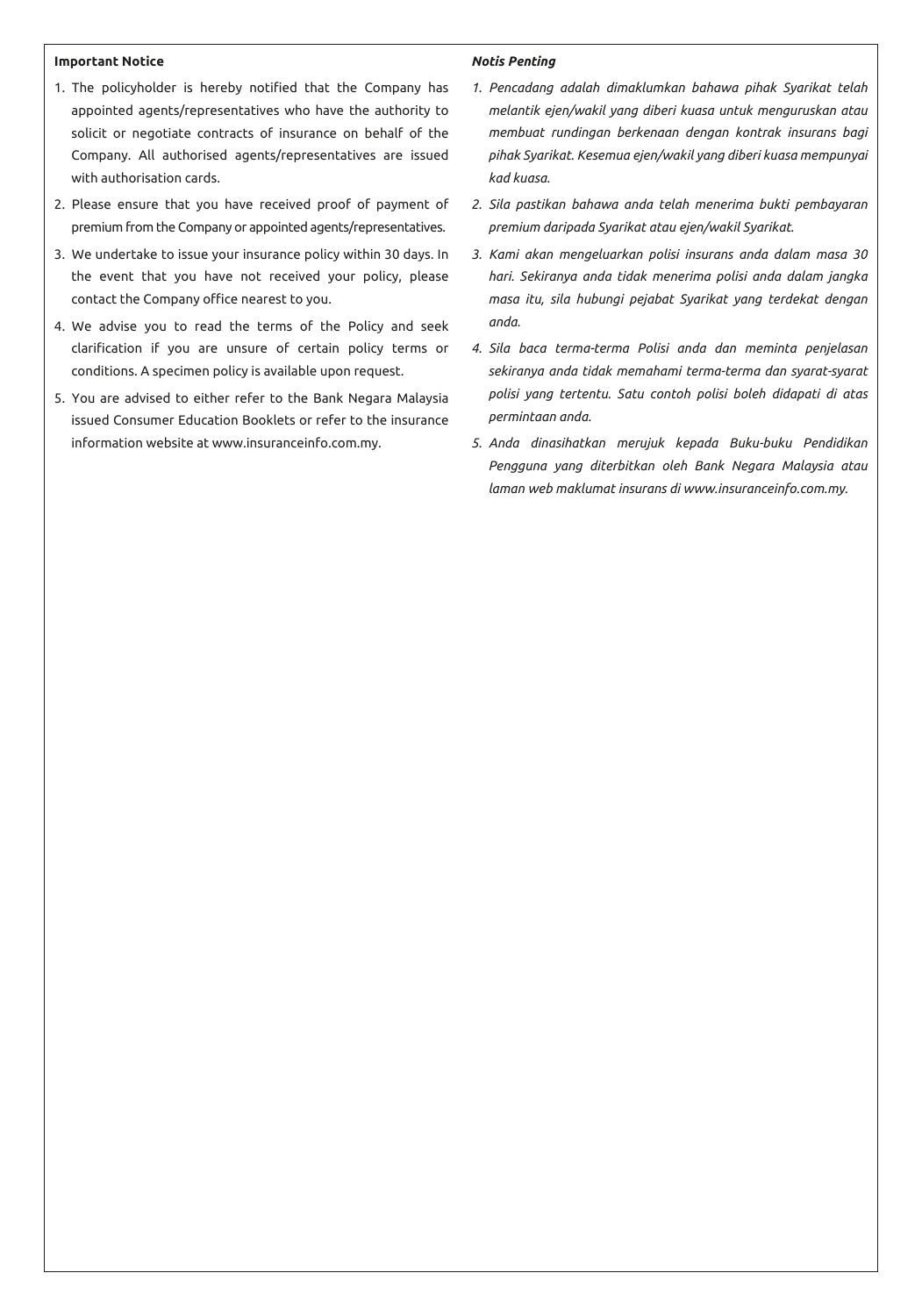**Important Notice**

1. The policyholder is hereby notified that the Company has appointed agents/representatives who have the authority to solicit or negotiate contracts of insurance on behalf of the Company. All authorised agents/representatives are issued with authorisation cards.
2. Please ensure that you have received proof of payment of premium from the Company or appointed agents/representatives.
3. We undertake to issue your insurance policy within 30 days. In the event that you have not received your policy, please contact the Company office nearest to you.
4. We advise you to read the terms of the Policy and seek clarification if you are unsure of certain policy terms or conditions. A specimen policy is available upon request.
5. You are advised to either refer to the Bank Negara Malaysia issued Consumer Education Booklets or refer to the insurance information website at www.insuranceinfo.com.my.

***Notis Penting***

1. *Pencadang adalah dimaklumkan bahawa pihak Syarikat telah melantik ejen/wakil yang diberi kuasa untuk menguruskan atau membuat rundingan berkenaan dengan kontrak insurans bagi pihak Syarikat. Kesemua ejen/wakil yang diberi kuasa mempunyai kad kuasa.*
2. *Sila pastikan bahawa anda telah menerima bukti pembayaran premium daripada Syarikat atau ejen/wakil Syarikat.*
3. *Kami akan mengeluarkan polisi insurans anda dalam masa 30 hari. Sekiranya anda tidak menerima polisi anda dalam jangka masa itu, sila hubungi pejabat Syarikat yang terdekat dengan anda.*
4. *Sila baca terma-terma Polisi anda dan meminta penjelasan sekiranya anda tidak memahami terma-terma dan syarat-syarat polisi yang tertentu. Satu contoh polisi boleh didapati di atas permintaan anda.*
5. *Anda dinasihatkan merujuk kepada Buku-buku Pendidikan Pengguna yang diterbitkan oleh Bank Negara Malaysia atau laman web maklumat insurans di www.insuranceinfo.com.my.*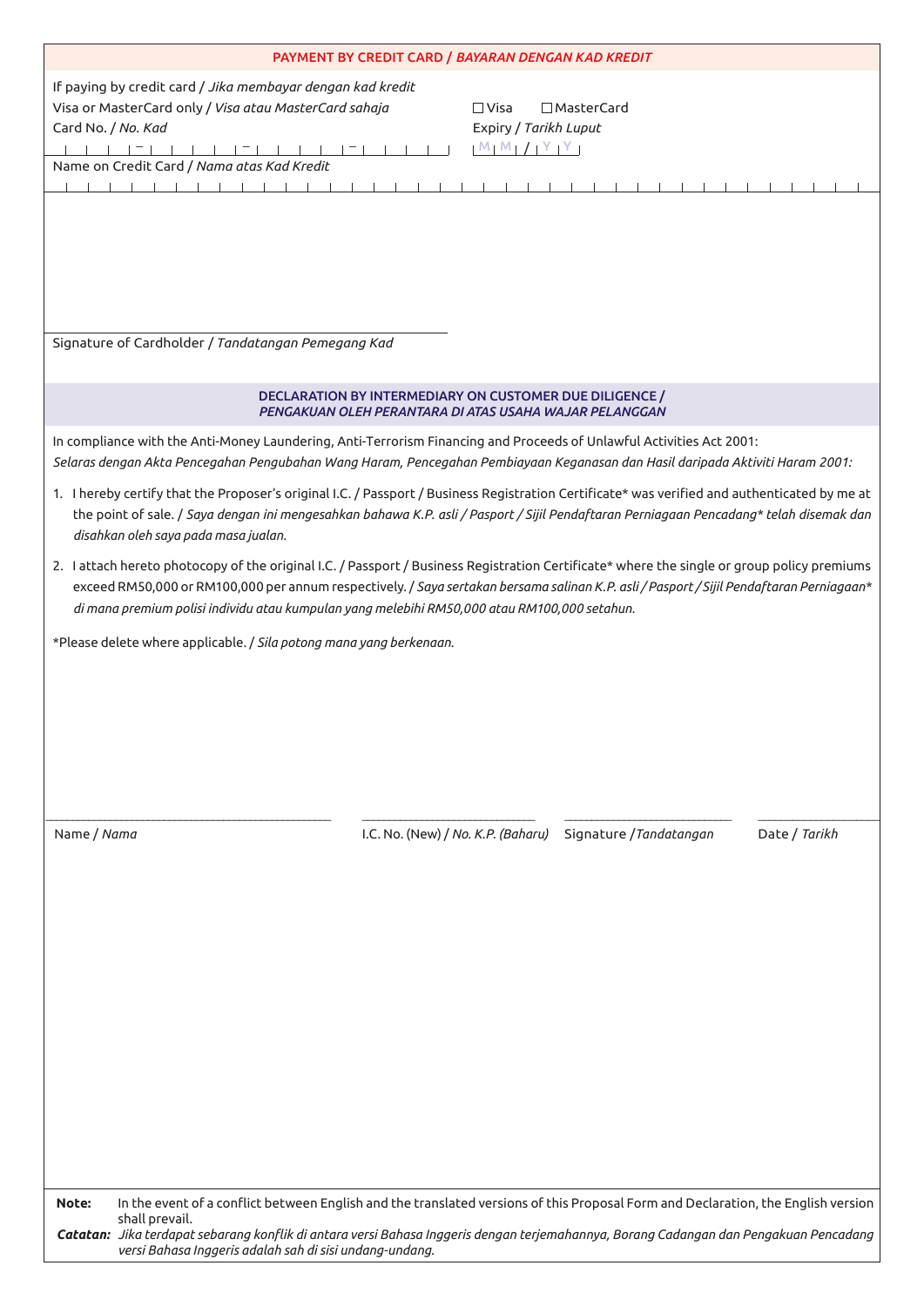## PAYMENT BY CREDIT CARD / *BAYARAN DENGAN KAD KREDIT*

If paying by credit card / *Jika membayar dengan kad kredit*

Visa or MasterCard only / *Visa atau MasterCard sahaja* ☐ Visa ☐ MasterCard

Card No. / *No. Kad* | | | | – | | | | – | | | | – | | | |

Expiry / *Tarikh Luput* M M / Y Y

Name on Credit Card / *Nama atas Kad Kredit*

Signature of Cardholder / *Tandatangan Pemegang Kad*

## DECLARATION BY INTERMEDIARY ON CUSTOMER DUE DILIGENCE / *PENGAKUAN OLEH PERANTARA DI ATAS USAHA WAJAR PELANGGAN*

In compliance with the Anti-Money Laundering, Anti-Terrorism Financing and Proceeds of Unlawful Activities Act 2001:
*Selaras dengan Akta Pencegahan Pengubahan Wang Haram, Pencegahan Pembiayaan Keganasan dan Hasil daripada Aktiviti Haram 2001:*

1. I hereby certify that the Proposer's original I.C. / Passport / Business Registration Certificate* was verified and authenticated by me at the point of sale. / *Saya dengan ini mengesahkan bahawa K.P. asli / Pasport / Sijil Pendaftaran Perniagaan Pencadang* telah disemak dan disahkan oleh saya pada masa jualan.*

2. I attach hereto photocopy of the original I.C. / Passport / Business Registration Certificate* where the single or group policy premiums exceed RM50,000 or RM100,000 per annum respectively. / *Saya sertakan bersama salinan K.P. asli / Pasport / Sijil Pendaftaran Perniagaan* di mana premium polisi individu atau kumpulan yang melebihi RM50,000 atau RM100,000 setahun.*

*Please delete where applicable. / *Sila potong mana yang berkenaan.*

| Name / *Nama* | I.C. No. (New) / *No. K.P. (Baharu)* | Signature / *Tandatangan* | Date / *Tarikh* |
|---|---|---|---|
| | | | |

**Note:** In the event of a conflict between English and the translated versions of this Proposal Form and Declaration, the English version shall prevail.

***Catatan:*** *Jika terdapat sebarang konflik di antara versi Bahasa Inggeris dengan terjemahannya, Borang Cadangan dan Pengakuan Pencadang versi Bahasa Inggeris adalah sah di sisi undang-undang.*